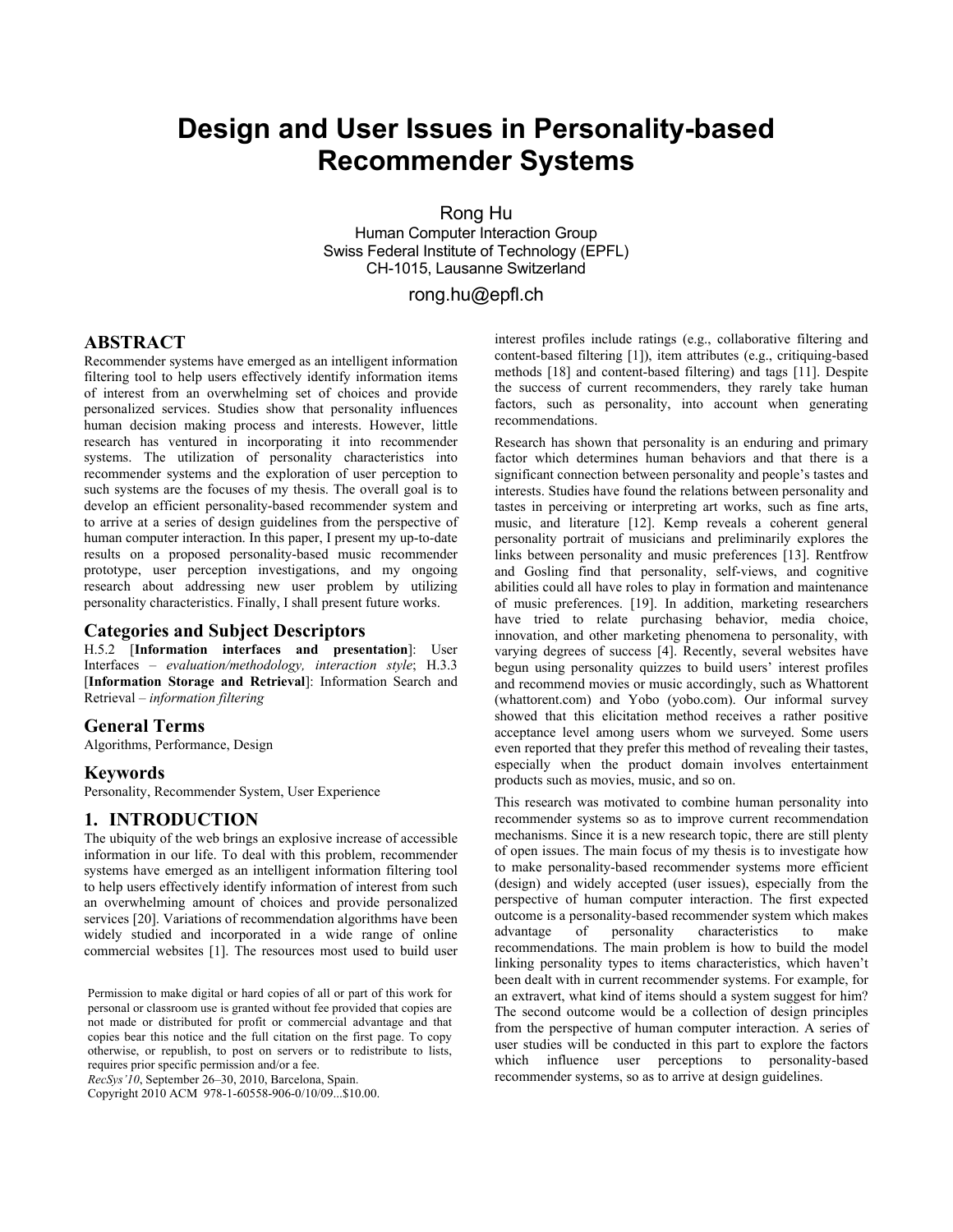# Design and User Issues in Personality-based Recommender Systems

Rong Hu
Human Computer Interaction Group
Swiss Federal Institute of Technology (EPFL)
CH-1015, Lausanne Switzerland
rong.hu@epfl.ch

## ABSTRACT

Recommender systems have emerged as an intelligent information filtering tool to help users effectively identify information items of interest from an overwhelming set of choices and provide personalized services. Studies show that personality influences human decision making process and interests. However, little research has ventured in incorporating it into recommender systems. The utilization of personality characteristics into recommender systems and the exploration of user perception to such systems are the focuses of my thesis. The overall goal is to develop an efficient personality-based recommender system and to arrive at a series of design guidelines from the perspective of human computer interaction. In this paper, I present my up-to-date results on a proposed personality-based music recommender prototype, user perception investigations, and my ongoing research about addressing new user problem by utilizing personality characteristics. Finally, I shall present future works.

### Categories and Subject Descriptors

H.5.2 [**Information interfaces and presentation**]: User Interfaces – *evaluation/methodology, interaction style*; H.3.3 [**Information Storage and Retrieval**]: Information Search and Retrieval – *information filtering*

### General Terms

Algorithms, Performance, Design

### Keywords

Personality, Recommender System, User Experience

## 1. INTRODUCTION

The ubiquity of the web brings an explosive increase of accessible information in our life. To deal with this problem, recommender systems have emerged as an intelligent information filtering tool to help users effectively identify information of interest from such an overwhelming amount of choices and provide personalized services [20]. Variations of recommendation algorithms have been widely studied and incorporated in a wide range of online commercial websites [1]. The resources most used to build user interest profiles include ratings (e.g., collaborative filtering and content-based filtering [1]), item attributes (e.g., critiquing-based methods [18] and content-based filtering) and tags [11]. Despite the success of current recommenders, they rarely take human factors, such as personality, into account when generating recommendations.

Research has shown that personality is an enduring and primary factor which determines human behaviors and that there is a significant connection between personality and people's tastes and interests. Studies have found the relations between personality and tastes in perceiving or interpreting art works, such as fine arts, music, and literature [12]. Kemp reveals a coherent general personality portrait of musicians and preliminarily explores the links between personality and music preferences [13]. Rentfrow and Gosling find that personality, self-views, and cognitive abilities could all have roles to play in formation and maintenance of music preferences. [19]. In addition, marketing researchers have tried to relate purchasing behavior, media choice, innovation, and other marketing phenomena to personality, with varying degrees of success [4]. Recently, several websites have begun using personality quizzes to build users' interest profiles and recommend movies or music accordingly, such as Whattorent (whattorent.com) and Yobo (yobo.com). Our informal survey showed that this elicitation method receives a rather positive acceptance level among users whom we surveyed. Some users even reported that they prefer this method of revealing their tastes, especially when the product domain involves entertainment products such as movies, music, and so on.

This research was motivated to combine human personality into recommender systems so as to improve current recommendation mechanisms. Since it is a new research topic, there are still plenty of open issues. The main focus of my thesis is to investigate how to make personality-based recommender systems more efficient (design) and widely accepted (user issues), especially from the perspective of human computer interaction. The first expected outcome is a personality-based recommender system which makes advantage of personality characteristics to make recommendations. The main problem is how to build the model linking personality types to items characteristics, which haven't been dealt with in current recommender systems. For example, for an extravert, what kind of items should a system suggest for him? The second outcome would be a collection of design principles from the perspective of human computer interaction. A series of user studies will be conducted in this part to explore the factors which influence user perceptions to personality-based recommender systems, so as to arrive at design guidelines.

Permission to make digital or hard copies of all or part of this work for personal or classroom use is granted without fee provided that copies are not made or distributed for profit or commercial advantage and that copies bear this notice and the full citation on the first page. To copy otherwise, or republish, to post on servers or to redistribute to lists, requires prior specific permission and/or a fee.
*RecSys'10*, September 26–30, 2010, Barcelona, Spain.
Copyright 2010 ACM 978-1-60558-906-0/10/09...$10.00.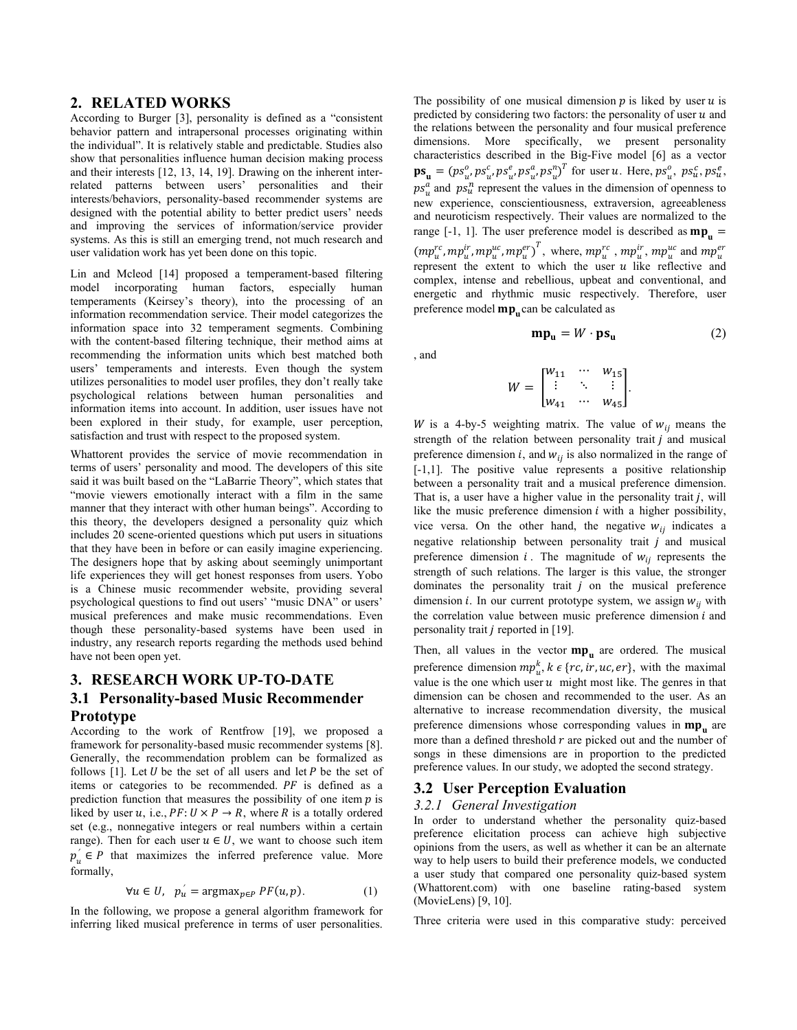## 2. RELATED WORKS

According to Burger [3], personality is defined as a "consistent behavior pattern and intrapersonal processes originating within the individual". It is relatively stable and predictable. Studies also show that personalities influence human decision making process and their interests [12, 13, 14, 19]. Drawing on the inherent inter-related patterns between users' personalities and their interests/behaviors, personality-based recommender systems are designed with the potential ability to better predict users' needs and improving the services of information/service provider systems. As this is still an emerging trend, not much research and user validation work has yet been done on this topic.

Lin and Mcleod [14] proposed a temperament-based filtering model incorporating human factors, especially human temperaments (Keirsey's theory), into the processing of an information recommendation service. Their model categorizes the information space into 32 temperament segments. Combining with the content-based filtering technique, their method aims at recommending the information units which best matched both users' temperaments and interests. Even though the system utilizes personalities to model user profiles, they don't really take psychological relations between human personalities and information items into account. In addition, user issues have not been explored in their study, for example, user perception, satisfaction and trust with respect to the proposed system.

Whattorent provides the service of movie recommendation in terms of users' personality and mood. The developers of this site said it was built based on the "LaBarrie Theory", which states that "movie viewers emotionally interact with a film in the same manner that they interact with other human beings". According to this theory, the developers designed a personality quiz which includes 20 scene-oriented questions which put users in situations that they have been in before or can easily imagine experiencing. The designers hope that by asking about seemingly unimportant life experiences they will get honest responses from users. Yobo is a Chinese music recommender website, providing several psychological questions to find out users' "music DNA" or users' musical preferences and make music recommendations. Even though these personality-based systems have been used in industry, any research reports regarding the methods used behind have not been open yet.

## 3. RESEARCH WORK UP-TO-DATE

### 3.1 Personality-based Music Recommender Prototype

According to the work of Rentfrow [19], we proposed a framework for personality-based music recommender systems [8]. Generally, the recommendation problem can be formalized as follows [1]. Let $U$ be the set of all users and let $P$ be the set of items or categories to be recommended. $PF$ is defined as a prediction function that measures the possibility of one item $p$ is liked by user $u$, i.e., $PF: U \times P \rightarrow R$, where $R$ is a totally ordered set (e.g., nonnegative integers or real numbers within a certain range). Then for each user $u \in U$, we want to choose such item $p_u^{'} \in P$ that maximizes the inferred preference value. More formally,

$$\forall u \in U, \quad p_u^{'} = \mathrm{argmax}_{p \in P}\, PF(u, p). \tag{1}$$

In the following, we propose a general algorithm framework for inferring liked musical preference in terms of user personalities. The possibility of one musical dimension $p$ is liked by user $u$ is predicted by considering two factors: the personality of user $u$ and the relations between the personality and four musical preference dimensions. More specifically, we present personality characteristics described in the Big-Five model [6] as a vector $\mathbf{ps_u} = (ps_u^o, ps_u^c, ps_u^e, ps_u^a, ps_u^n)^T$ for user $u$. Here, $ps_u^o$, $ps_u^c$, $ps_u^e$, $ps_u^a$ and $ps_u^n$ represent the values in the dimension of openness to new experience, conscientiousness, extraversion, agreeableness and neuroticism respectively. Their values are normalized to the range [-1, 1]. The user preference model is described as $\mathbf{mp_u} = (mp_u^{rc}, mp_u^{ir}, mp_u^{uc}, mp_u^{er})^T$, where, $mp_u^{rc}$, $mp_u^{ir}$, $mp_u^{uc}$ and $mp_u^{er}$ represent the extent to which the user $u$ like reflective and complex, intense and rebellious, upbeat and conventional, and energetic and rhythmic music respectively. Therefore, user preference model $\mathbf{mp_u}$ can be calculated as

$$\mathbf{mp_u} = W \cdot \mathbf{ps_u} \tag{2}$$

, and

$$W = \begin{bmatrix} w_{11} & \cdots & w_{15} \\ \vdots & \ddots & \vdots \\ w_{41} & \cdots & w_{45} \end{bmatrix}.$$

$W$ is a 4-by-5 weighting matrix. The value of $w_{ij}$ means the strength of the relation between personality trait $j$ and musical preference dimension $i$, and $w_{ij}$ is also normalized in the range of [-1,1]. The positive value represents a positive relationship between a personality trait and a musical preference dimension. That is, a user have a higher value in the personality trait $j$, will like the music preference dimension $i$ with a higher possibility, vice versa. On the other hand, the negative $w_{ij}$ indicates a negative relationship between personality trait $j$ and musical preference dimension $i$. The magnitude of $w_{ij}$ represents the strength of such relations. The larger is this value, the stronger dominates the personality trait $j$ on the musical preference dimension $i$. In our current prototype system, we assign $w_{ij}$ with the correlation value between music preference dimension $i$ and personality trait $j$ reported in [19].

Then, all values in the vector $\mathbf{mp_u}$ are ordered. The musical preference dimension $mp_u^k, k \in \{rc, ir, uc, er\}$, with the maximal value is the one which user $u$ might most like. The genres in that dimension can be chosen and recommended to the user. As an alternative to increase recommendation diversity, the musical preference dimensions whose corresponding values in $\mathbf{mp_u}$ are more than a defined threshold $r$ are picked out and the number of songs in these dimensions are in proportion to the predicted preference values. In our study, we adopted the second strategy.

### 3.2 User Perception Evaluation

#### *3.2.1 General Investigation*

In order to understand whether the personality quiz-based preference elicitation process can achieve high subjective opinions from the users, as well as whether it can be an alternate way to help users to build their preference models, we conducted a user study that compared one personality quiz-based system (Whattorent.com) with one baseline rating-based system (MovieLens) [9, 10].

Three criteria were used in this comparative study: perceived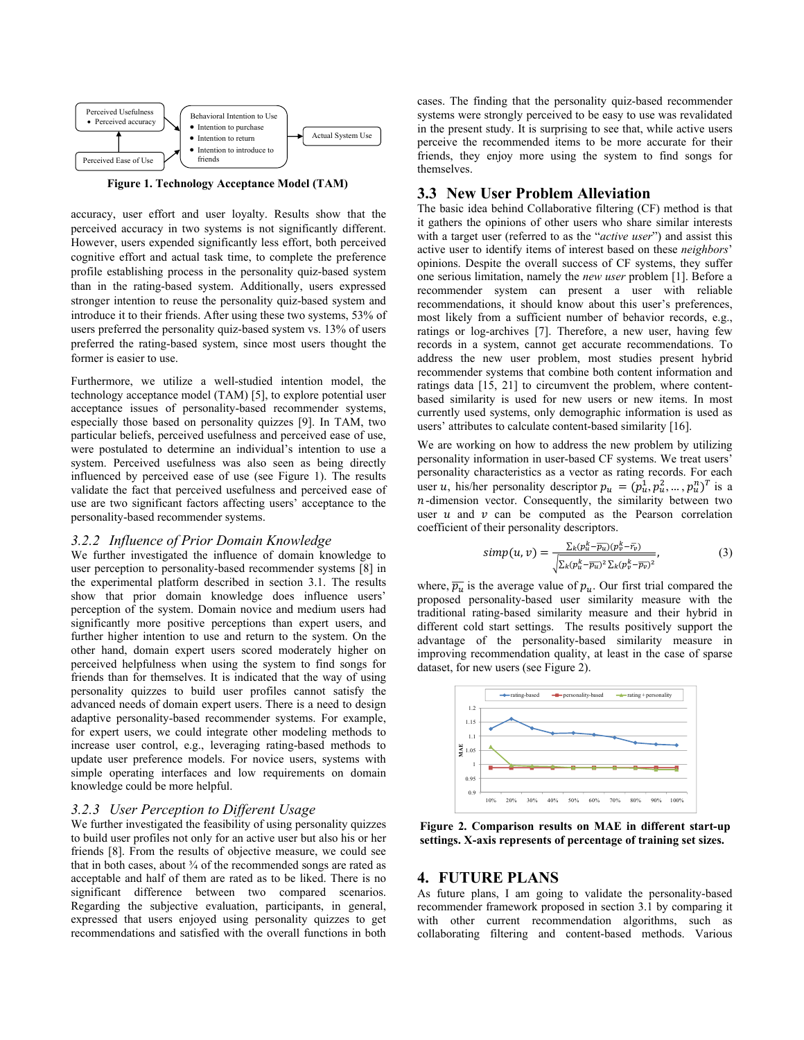Perceived Usefulness
- Perceived accuracy

Perceived Ease of Use

Behavioral Intention to Use
- Intention to purchase
- Intention to return
- Intention to introduce to friends

Actual System Use

**Figure 1. Technology Acceptance Model (TAM)**

accuracy, user effort and user loyalty. Results show that the perceived accuracy in two systems is not significantly different. However, users expended significantly less effort, both perceived cognitive effort and actual task time, to complete the preference profile establishing process in the personality quiz-based system than in the rating-based system. Additionally, users expressed stronger intention to reuse the personality quiz-based system and introduce it to their friends. After using these two systems, 53% of users preferred the personality quiz-based system vs. 13% of users preferred the rating-based system, since most users thought the former is easier to use.

Furthermore, we utilize a well-studied intention model, the technology acceptance model (TAM) [5], to explore potential user acceptance issues of personality-based recommender systems, especially those based on personality quizzes [9]. In TAM, two particular beliefs, perceived usefulness and perceived ease of use, were postulated to determine an individual's intention to use a system. Perceived usefulness was also seen as being directly influenced by perceived ease of use (see Figure 1). The results validate the fact that perceived usefulness and perceived ease of use are two significant factors affecting users' acceptance to the personality-based recommender systems.

### *3.2.2 Influence of Prior Domain Knowledge*

We further investigated the influence of domain knowledge to user perception to personality-based recommender systems [8] in the experimental platform described in section 3.1. The results show that prior domain knowledge does influence users' perception of the system. Domain novice and medium users had significantly more positive perceptions than expert users, and further higher intention to use and return to the system. On the other hand, domain expert users scored moderately higher on perceived helpfulness when using the system to find songs for friends than for themselves. It is indicated that the way of using personality quizzes to build user profiles cannot satisfy the advanced needs of domain expert users. There is a need to design adaptive personality-based recommender systems. For example, for expert users, we could integrate other modeling methods to increase user control, e.g., leveraging rating-based methods to update user preference models. For novice users, systems with simple operating interfaces and low requirements on domain knowledge could be more helpful.

### *3.2.3 User Perception to Different Usage*

We further investigated the feasibility of using personality quizzes to build user profiles not only for an active user but also his or her friends [8]. From the results of objective measure, we could see that in both cases, about ¾ of the recommended songs are rated as acceptable and half of them are rated as to be liked. There is no significant difference between two compared scenarios. Regarding the subjective evaluation, participants, in general, expressed that users enjoyed using personality quizzes to get recommendations and satisfied with the overall functions in both cases. The finding that the personality quiz-based recommender systems were strongly perceived to be easy to use was revalidated in the present study. It is surprising to see that, while active users perceive the recommended items to be more accurate for their friends, they enjoy more using the system to find songs for themselves.

## 3.3 New User Problem Alleviation

The basic idea behind Collaborative filtering (CF) method is that it gathers the opinions of other users who share similar interests with a target user (referred to as the "*active user*") and assist this active user to identify items of interest based on these *neighbors*' opinions. Despite the overall success of CF systems, they suffer one serious limitation, namely the *new user* problem [1]. Before a recommender system can present a user with reliable recommendations, it should know about this user's preferences, most likely from a sufficient number of behavior records, e.g., ratings or log-archives [7]. Therefore, a new user, having few records in a system, cannot get accurate recommendations. To address the new user problem, most studies present hybrid recommender systems that combine both content information and ratings data [15, 21] to circumvent the problem, where content-based similarity is used for new users or new items. In most currently used systems, only demographic information is used as users' attributes to calculate content-based similarity [16].

We are working on how to address the new problem by utilizing personality information in user-based CF systems. We treat users' personality characteristics as a vector as rating records. For each user $u$, his/her personality descriptor $p_u = (p_u^1, p_u^2, \dots, p_u^n)^T$ is a $n$-dimension vector. Consequently, the similarity between two user $u$ and $v$ can be computed as the Pearson correlation coefficient of their personality descriptors.

$$simp(u, v) = \frac{\sum_k (p_u^k - \overline{p_u})(p_v^k - \overline{r_v})}{\sqrt{\sum_k (p_u^k - \overline{p_u})^2 \sum_k (p_v^k - \overline{p_v})^2}}, \tag{3}$$

where, $\overline{p_u}$ is the average value of $p_u$. Our first trial compared the proposed personality-based user similarity measure with the traditional rating-based similarity measure and their hybrid in different cold start settings. The results positively support the advantage of the personality-based similarity measure in improving recommendation quality, at least in the case of sparse dataset, for new users (see Figure 2).

**Figure 2. Comparison results on MAE in different start-up settings. X-axis represents of percentage of training set sizes.**

## 4. FUTURE PLANS

As future plans, I am going to validate the personality-based recommender framework proposed in section 3.1 by comparing it with other current recommendation algorithms, such as collaborating filtering and content-based methods. Various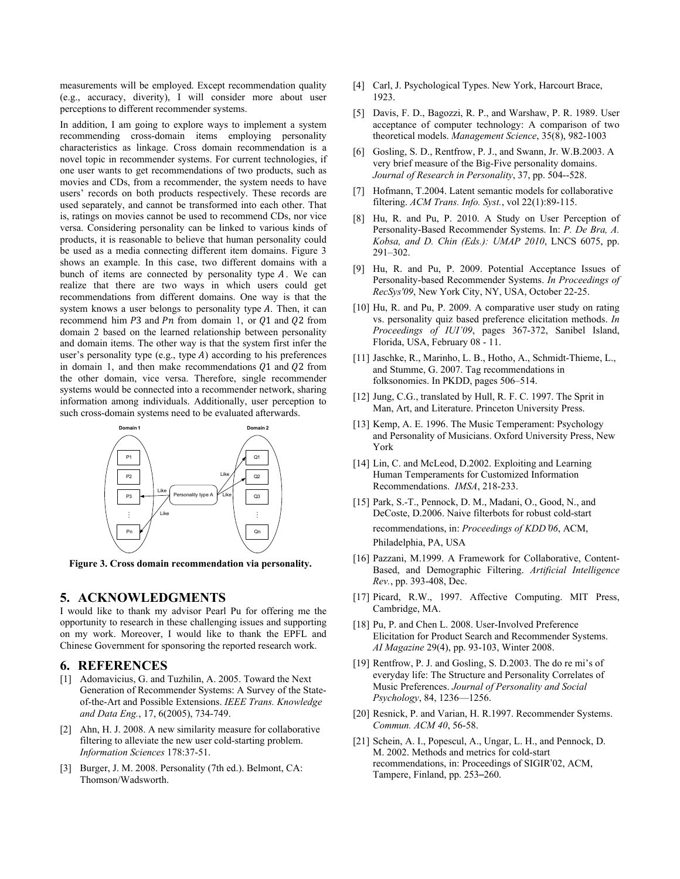measurements will be employed. Except recommendation quality (e.g., accuracy, diverity), I will consider more about user perceptions to different recommender systems.

In addition, I am going to explore ways to implement a system recommending cross-domain items employing personality characteristics as linkage. Cross domain recommendation is a novel topic in recommender systems. For current technologies, if one user wants to get recommendations of two products, such as movies and CDs, from a recommender, the system needs to have users' records on both products respectively. These records are used separately, and cannot be transformed into each other. That is, ratings on movies cannot be used to recommend CDs, nor vice versa. Considering personality can be linked to various kinds of products, it is reasonable to believe that human personality could be used as a media connecting different item domains. Figure 3 shows an example. In this case, two different domains with a bunch of items are connected by personality type $A$. We can realize that there are two ways in which users could get recommendations from different domains. One way is that the system knows a user belongs to personality type $A$. Then, it can recommend him $P3$ and $Pn$ from domain 1, or $Q1$ and $Q2$ from domain 2 based on the learned relationship between personality and domain items. The other way is that the system first infer the user's personality type (e.g., type $A$) according to his preferences in domain 1, and then make recommendations $Q1$ and $Q2$ from the other domain, vice versa. Therefore, single recommender systems would be connected into a recommender network, sharing information among individuals. Additionally, user perception to such cross-domain systems need to be evaluated afterwards.

Domain 1
P1
P2
P3
⋮
Pn
Like
Like
Personality type A
Like
Like
Domain 2
Q1
Q2
Q3
⋮
Qn

**Figure 3. Cross domain recommendation via personality.**

## 5. ACKNOWLEDGMENTS

I would like to thank my advisor Pearl Pu for offering me the opportunity to research in these challenging issues and supporting on my work. Moreover, I would like to thank the EPFL and Chinese Government for sponsoring the reported research work.

## 6. REFERENCES

[1] Adomavicius, G. and Tuzhilin, A. 2005. Toward the Next Generation of Recommender Systems: A Survey of the State-of-the-Art and Possible Extensions. *IEEE Trans. Knowledge and Data Eng.*, 17, 6(2005), 734-749.

[2] Ahn, H. J. 2008. A new similarity measure for collaborative filtering to alleviate the new user cold-starting problem. *Information Sciences* 178:37-51.

[3] Burger, J. M. 2008. Personality (7th ed.). Belmont, CA: Thomson/Wadsworth.

[4] Carl, J. Psychological Types. New York, Harcourt Brace, 1923.

[5] Davis, F. D., Bagozzi, R. P., and Warshaw, P. R. 1989. User acceptance of computer technology: A comparison of two theoretical models. *Management Science*, 35(8), 982-1003

[6] Gosling, S. D., Rentfrow, P. J., and Swann, Jr. W.B.2003. A very brief measure of the Big-Five personality domains. *Journal of Research in Personality*, 37, pp. 504--528.

[7] Hofmann, T.2004. Latent semantic models for collaborative filtering. *ACM Trans. Info. Syst.*, vol 22(1):89-115.

[8] Hu, R. and Pu, P. 2010. A Study on User Perception of Personality-Based Recommender Systems. In: *P. De Bra, A. Kobsa, and D. Chin (Eds.): UMAP 2010*, LNCS 6075, pp. 291–302.

[9] Hu, R. and Pu, P. 2009. Potential Acceptance Issues of Personality-based Recommender Systems. *In Proceedings of RecSys'09*, New York City, NY, USA, October 22-25.

[10] Hu, R. and Pu, P. 2009. A comparative user study on rating vs. personality quiz based preference elicitation methods. *In Proceedings of IUI'09*, pages 367-372, Sanibel Island, Florida, USA, February 08 - 11.

[11] Jaschke, R., Marinho, L. B., Hotho, A., Schmidt-Thieme, L., and Stumme, G. 2007. Tag recommendations in folksonomies. In PKDD, pages 506–514.

[12] Jung, C.G., translated by Hull, R. F. C. 1997. The Sprit in Man, Art, and Literature. Princeton University Press.

[13] Kemp, A. E. 1996. The Music Temperament: Psychology and Personality of Musicians. Oxford University Press, New York

[14] Lin, C. and McLeod, D.2002. Exploiting and Learning Human Temperaments for Customized Information Recommendations. *IMSA*, 218-233.

[15] Park, S.-T., Pennock, D. M., Madani, O., Good, N., and DeCoste, D.2006. Naive filterbots for robust cold-start recommendations, in: *Proceedings of KDD'06*, ACM, Philadelphia, PA, USA

[16] Pazzani, M.1999. A Framework for Collaborative, Content-Based, and Demographic Filtering. *Artificial Intelligence Rev.*, pp. 393-408, Dec.

[17] Picard, R.W., 1997. Affective Computing. MIT Press, Cambridge, MA.

[18] Pu, P. and Chen L. 2008. User-Involved Preference Elicitation for Product Search and Recommender Systems. *AI Magazine* 29(4), pp. 93-103, Winter 2008.

[19] Rentfrow, P. J. and Gosling, S. D.2003. The do re mi's of everyday life: The Structure and Personality Correlates of Music Preferences. *Journal of Personality and Social Psychology*, 84, 1236—1256.

[20] Resnick, P. and Varian, H. R.1997. Recommender Systems. *Commun. ACM 40*, 56-58.

[21] Schein, A. I., Popescul, A., Ungar, L. H., and Pennock, D. M. 2002. Methods and metrics for cold-start recommendations, in: Proceedings of SIGIR'02, ACM, Tampere, Finland, pp. 253–260.